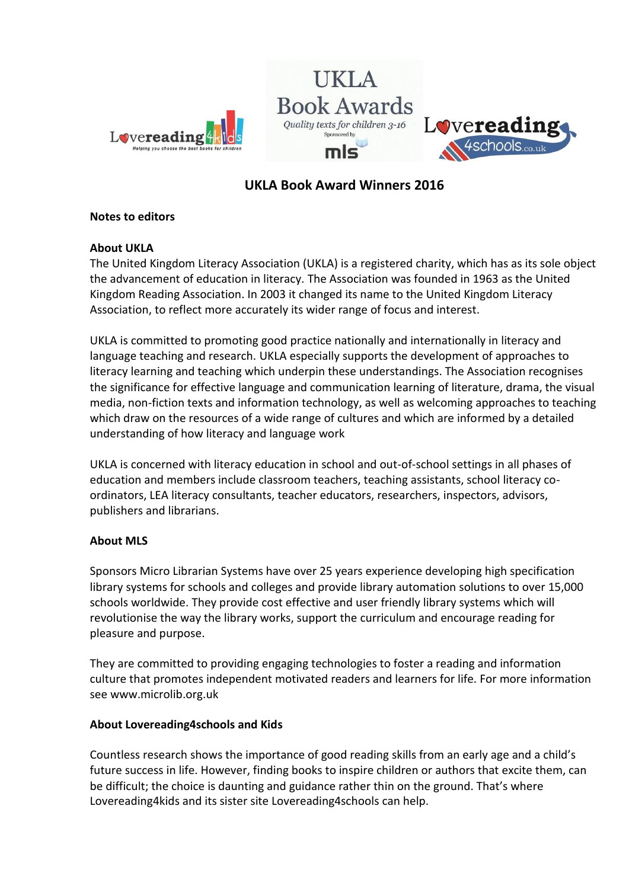# UKLA Book Award Winners 2016

**Notes to editors**

**About UKLA**

The United Kingdom Literacy Association (UKLA) is a registered charity, which has as its sole object the advancement of education in literacy. The Association was founded in 1963 as the United Kingdom Reading Association. In 2003 it changed its name to the United Kingdom Literacy Association, to reflect more accurately its wider range of focus and interest.

UKLA is committed to promoting good practice nationally and internationally in literacy and language teaching and research. UKLA especially supports the development of approaches to literacy learning and teaching which underpin these understandings. The Association recognises the significance for effective language and communication learning of literature, drama, the visual media, non-fiction texts and information technology, as well as welcoming approaches to teaching which draw on the resources of a wide range of cultures and which are informed by a detailed understanding of how literacy and language work

UKLA is concerned with literacy education in school and out-of-school settings in all phases of education and members include classroom teachers, teaching assistants, school literacy co-ordinators, LEA literacy consultants, teacher educators, researchers, inspectors, advisors, publishers and librarians.

**About MLS**

Sponsors Micro Librarian Systems have over 25 years experience developing high specification library systems for schools and colleges and provide library automation solutions to over 15,000 schools worldwide. They provide cost effective and user friendly library systems which will revolutionise the way the library works, support the curriculum and encourage reading for pleasure and purpose.

They are committed to providing engaging technologies to foster a reading and information culture that promotes independent motivated readers and learners for life. For more information see www.microlib.org.uk

**About Lovereading4schools and Kids**

Countless research shows the importance of good reading skills from an early age and a child's future success in life. However, finding books to inspire children or authors that excite them, can be difficult; the choice is daunting and guidance rather thin on the ground. That's where Lovereading4kids and its sister site Lovereading4schools can help.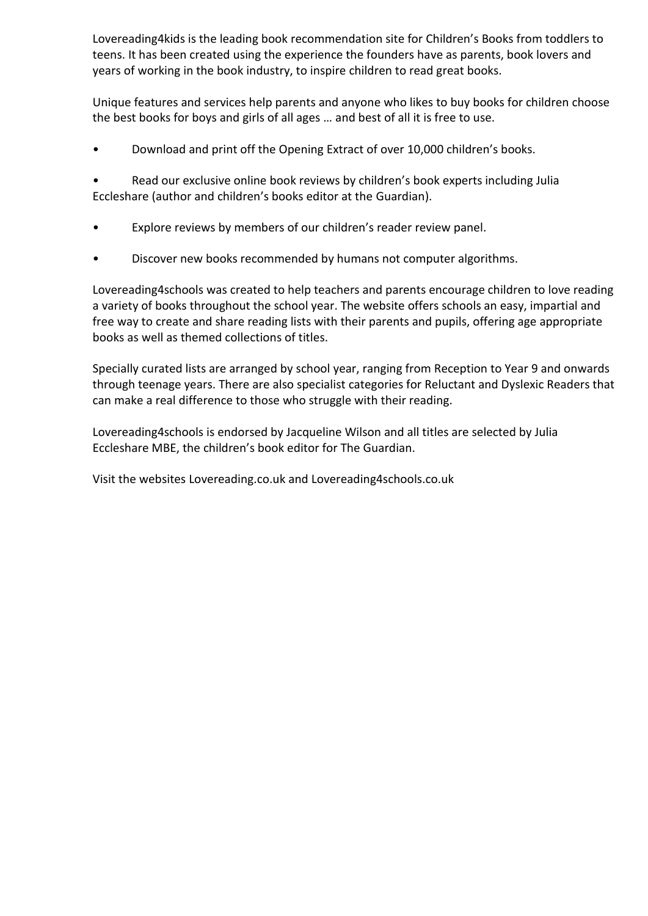Lovereading4kids is the leading book recommendation site for Children's Books from toddlers to teens. It has been created using the experience the founders have as parents, book lovers and years of working in the book industry, to inspire children to read great books.

Unique features and services help parents and anyone who likes to buy books for children choose the best books for boys and girls of all ages … and best of all it is free to use.

- Download and print off the Opening Extract of over 10,000 children's books.
- Read our exclusive online book reviews by children's book experts including Julia Eccleshare (author and children's books editor at the Guardian).
- Explore reviews by members of our children's reader review panel.
- Discover new books recommended by humans not computer algorithms.

Lovereading4schools was created to help teachers and parents encourage children to love reading a variety of books throughout the school year. The website offers schools an easy, impartial and free way to create and share reading lists with their parents and pupils, offering age appropriate books as well as themed collections of titles.

Specially curated lists are arranged by school year, ranging from Reception to Year 9 and onwards through teenage years. There are also specialist categories for Reluctant and Dyslexic Readers that can make a real difference to those who struggle with their reading.

Lovereading4schools is endorsed by Jacqueline Wilson and all titles are selected by Julia Eccleshare MBE, the children's book editor for The Guardian.

Visit the websites Lovereading.co.uk and Lovereading4schools.co.uk